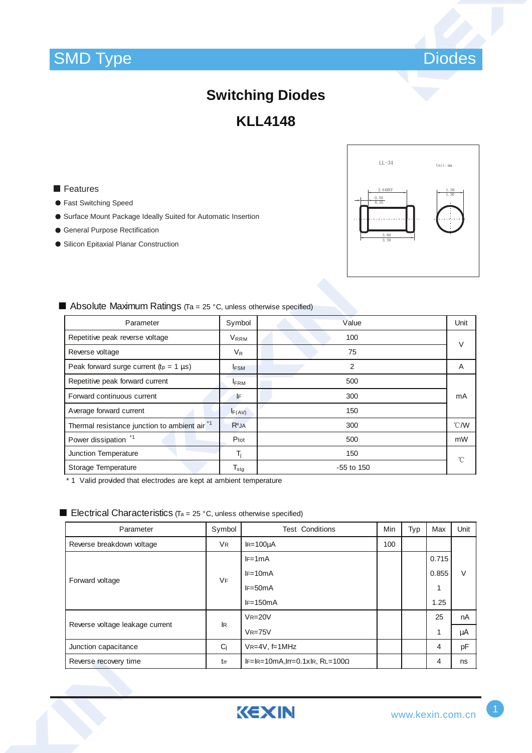SMD Type Diodes

# Switching Diodes

## KLL4148

LL-34

Unit: mm

2.64REF

0.50
0.35

1.50
1.30

3.60
3.30

■ Features

- Fast Switching Speed
- Surface Mount Package Ideally Suited for Automatic Insertion
- General Purpose Rectification
- Silicon Epitaxial Planar Construction

■ Absolute Maximum Ratings (Ta = 25 °C, unless otherwise specified)

| Parameter | Symbol | Value | Unit |
|---|---|---|---|
| Repetitive peak reverse voltage | $V_{RRM}$ | 100 | V |
| Reverse voltage | $V_R$ | 75 | |
| Peak forward surge current ($t_p$ = 1 µs) | $I_{FSM}$ | 2 | A |
| Repetitive peak forward current | $I_{FRM}$ | 500 | mA |
| Forward continuous current | $I_F$ | 300 | |
| Average forward current | $I_{F(AV)}$ | 150 | |
| Thermal resistance junction to ambient air *1 | $R_{\theta JA}$ | 300 | ℃/W |
| Power dissipation *1 | $P_{tot}$ | 500 | mW |
| Junction Temperature | $T_j$ | 150 | ℃ |
| Storage Temperature | $T_{stg}$ | -55 to 150 | |

* 1 Valid provided that electrodes are kept at ambient temperature

■ Electrical Characteristics (Ta = 25 °C, unless otherwise specified)

| Parameter | Symbol | Test Conditions | Min | Typ | Max | Unit |
|---|---|---|---|---|---|---|
| Reverse breakdown voltage | $V_R$ | $I_R$=100µA | 100 | | | V |
| Forward voltage | $V_F$ | $I_F$=1mA | | | 0.715 | |
| | | $I_F$=10mA | | | 0.855 | |
| | | $I_F$=50mA | | | 1 | |
| | | $I_F$=150mA | | | 1.25 | |
| Reverse voltage leakage current | $I_R$ | $V_R$=20V | | | 25 | nA |
| | | $V_R$=75V | | | 1 | µA |
| Junction capacitance | $C_j$ | $V_R$=4V, f=1MHz | | | 4 | pF |
| Reverse recovery time | $t_{rr}$ | $I_F$=$I_R$=10mA,$I_{rr}$=0.1x$I_R$, $R_L$=100Ω | | | 4 | ns |

KEXIN www.kexin.com.cn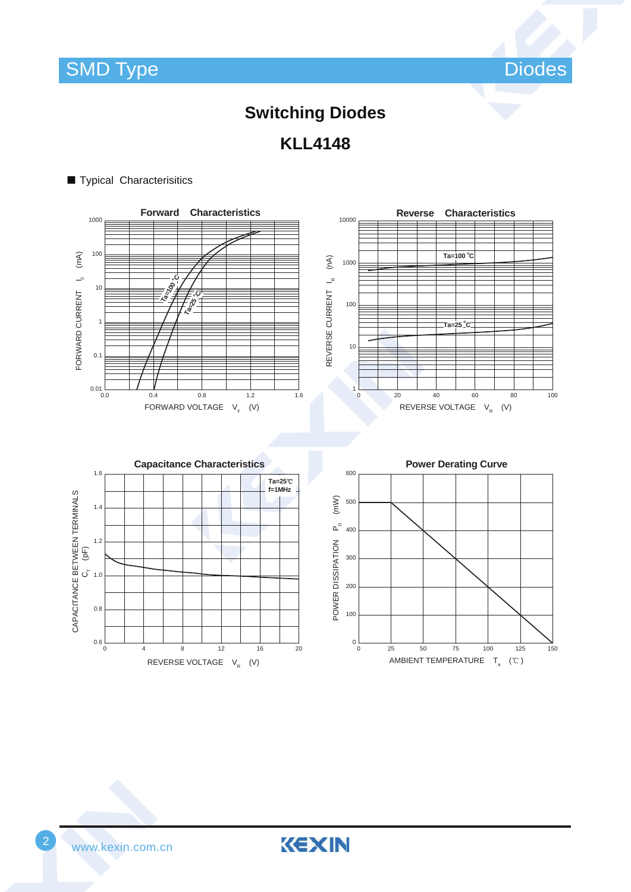# Switching Diodes

## KLL4148

■ Typical Characterisitics

**Forward Characteristics**

FORWARD CURRENT $I_F$ (mA)

1000
100
10
1
0.1
0.01

0.0 0.4 0.8 1.2 1.6

FORWARD VOLTAGE $V_F$ (V)

Ta=100 °C
Ta=25 °C

**Reverse Characteristics**

REVERSE CURRENT $I_R$ (nA)

10000
1000
100
10
1

0 20 40 60 80 100

REVERSE VOLTAGE $V_R$ (V)

Ta=100 °C
Ta=25 °C

**Capacitance Characteristics**

CAPACITANCE BETWEEN TERMINALS $C_T$ (pF)

1.6
1.4
1.2
1.0
0.8
0.6

0 4 8 12 16 20

REVERSE VOLTAGE $V_R$ (V)

Ta=25℃
f=1MHz

**Power Derating Curve**

POWER DISSIPATION $P_D$ (mW)

600
500
400
300
200
100
0

0 25 50 75 100 125 150

AMBIENT TEMPERATURE $T_a$ (℃)